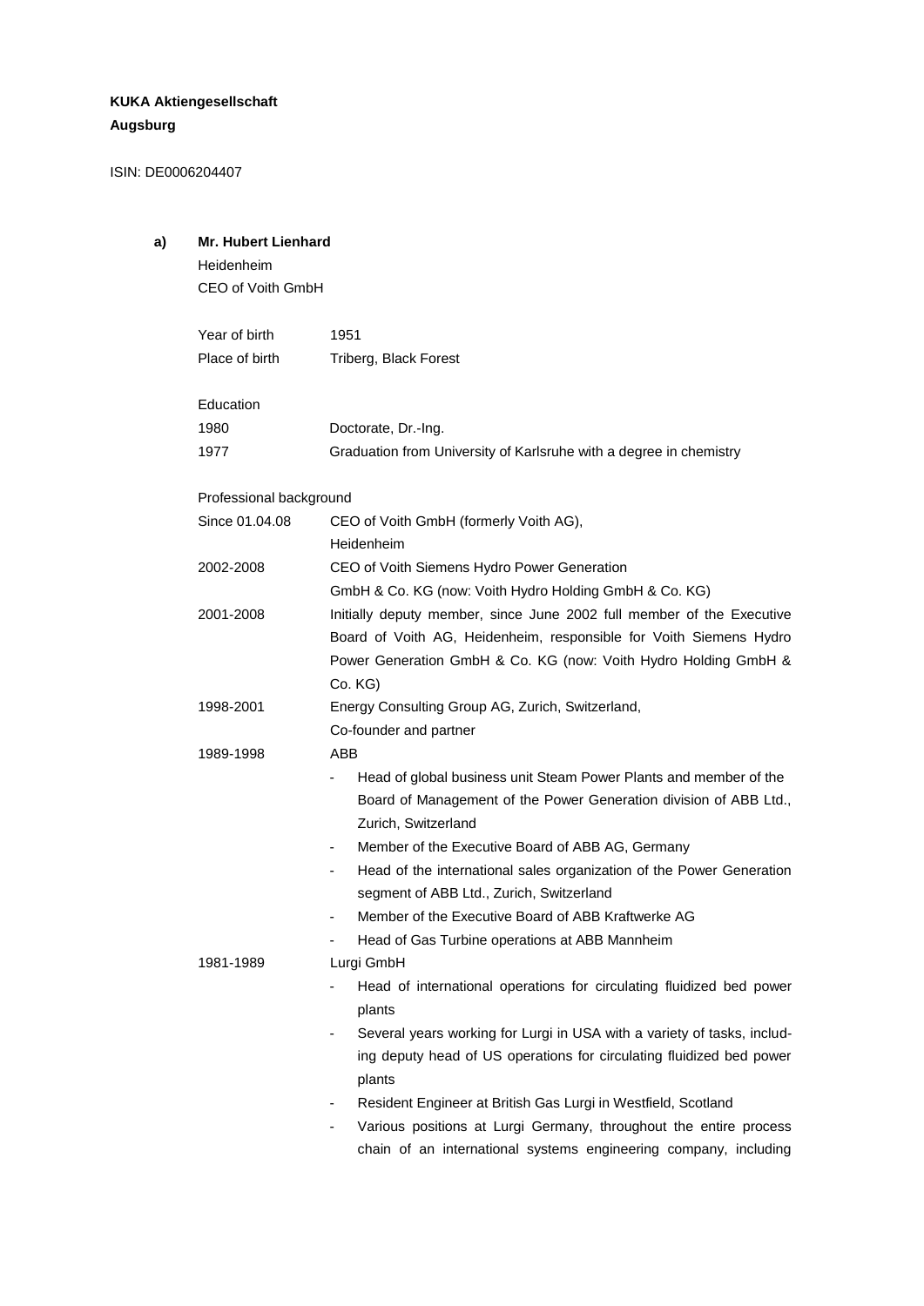**KUKA Aktiengesellschaft**
**Augsburg**

ISIN: DE0006204407

**a) Mr. Hubert Lienhard**

Heidenheim
CEO of Voith GmbH

| | |
|---|---|
| Year of birth | 1951 |
| Place of birth | Triberg, Black Forest |

Education

| | |
|---|---|
| 1980 | Doctorate, Dr.-Ing. |
| 1977 | Graduation from University of Karlsruhe with a degree in chemistry |

Professional background

| | |
|---|---|
| Since 01.04.08 | CEO of Voith GmbH (formerly Voith AG), Heidenheim |
| 2002-2008 | CEO of Voith Siemens Hydro Power Generation GmbH & Co. KG (now: Voith Hydro Holding GmbH & Co. KG) |
| 2001-2008 | Initially deputy member, since June 2002 full member of the Executive Board of Voith AG, Heidenheim, responsible for Voith Siemens Hydro Power Generation GmbH & Co. KG (now: Voith Hydro Holding GmbH & Co. KG) |
| 1998-2001 | Energy Consulting Group AG, Zurich, Switzerland, Co-founder and partner |
| 1989-1998 | ABB<br>- Head of global business unit Steam Power Plants and member of the Board of Management of the Power Generation division of ABB Ltd., Zurich, Switzerland<br>- Member of the Executive Board of ABB AG, Germany<br>- Head of the international sales organization of the Power Generation segment of ABB Ltd., Zurich, Switzerland<br>- Member of the Executive Board of ABB Kraftwerke AG<br>- Head of Gas Turbine operations at ABB Mannheim |
| 1981-1989 | Lurgi GmbH<br>- Head of international operations for circulating fluidized bed power plants<br>- Several years working for Lurgi in USA with a variety of tasks, including deputy head of US operations for circulating fluidized bed power plants<br>- Resident Engineer at British Gas Lurgi in Westfield, Scotland<br>- Various positions at Lurgi Germany, throughout the entire process chain of an international systems engineering company, including |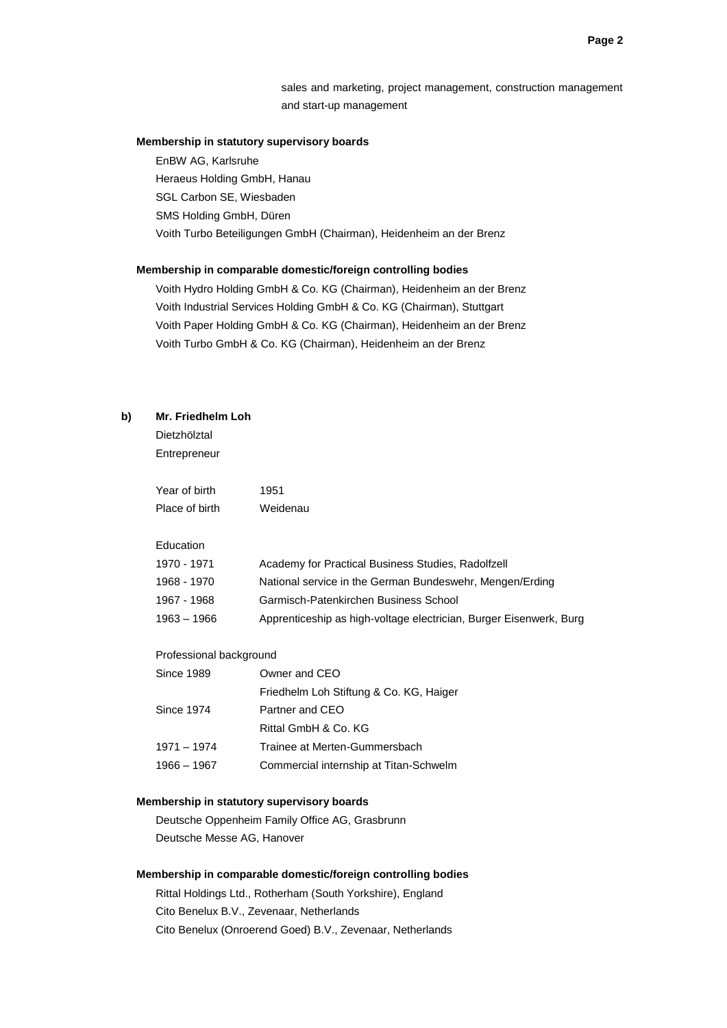sales and marketing, project management, construction management and start-up management

**Membership in statutory supervisory boards**

EnBW AG, Karlsruhe
Heraeus Holding GmbH, Hanau
SGL Carbon SE, Wiesbaden
SMS Holding GmbH, Düren
Voith Turbo Beteiligungen GmbH (Chairman), Heidenheim an der Brenz

**Membership in comparable domestic/foreign controlling bodies**

Voith Hydro Holding GmbH & Co. KG (Chairman), Heidenheim an der Brenz
Voith Industrial Services Holding GmbH & Co. KG (Chairman), Stuttgart
Voith Paper Holding GmbH & Co. KG (Chairman), Heidenheim an der Brenz
Voith Turbo GmbH & Co. KG (Chairman), Heidenheim an der Brenz

**b) Mr. Friedhelm Loh**

Dietzhölztal
Entrepreneur

| | |
|---|---|
| Year of birth | 1951 |
| Place of birth | Weidenau |

Education

| | |
|---|---|
| 1970 - 1971 | Academy for Practical Business Studies, Radolfzell |
| 1968 - 1970 | National service in the German Bundeswehr, Mengen/Erding |
| 1967 - 1968 | Garmisch-Patenkirchen Business School |
| 1963 – 1966 | Apprenticeship as high-voltage electrician, Burger Eisenwerk, Burg |

Professional background

| | |
|---|---|
| Since 1989 | Owner and CEO<br>Friedhelm Loh Stiftung & Co. KG, Haiger |
| Since 1974 | Partner and CEO<br>Rittal GmbH & Co. KG |
| 1971 – 1974 | Trainee at Merten-Gummersbach |
| 1966 – 1967 | Commercial internship at Titan-Schwelm |

**Membership in statutory supervisory boards**

Deutsche Oppenheim Family Office AG, Grasbrunn
Deutsche Messe AG, Hanover

**Membership in comparable domestic/foreign controlling bodies**

Rittal Holdings Ltd., Rotherham (South Yorkshire), England
Cito Benelux B.V., Zevenaar, Netherlands
Cito Benelux (Onroerend Goed) B.V., Zevenaar, Netherlands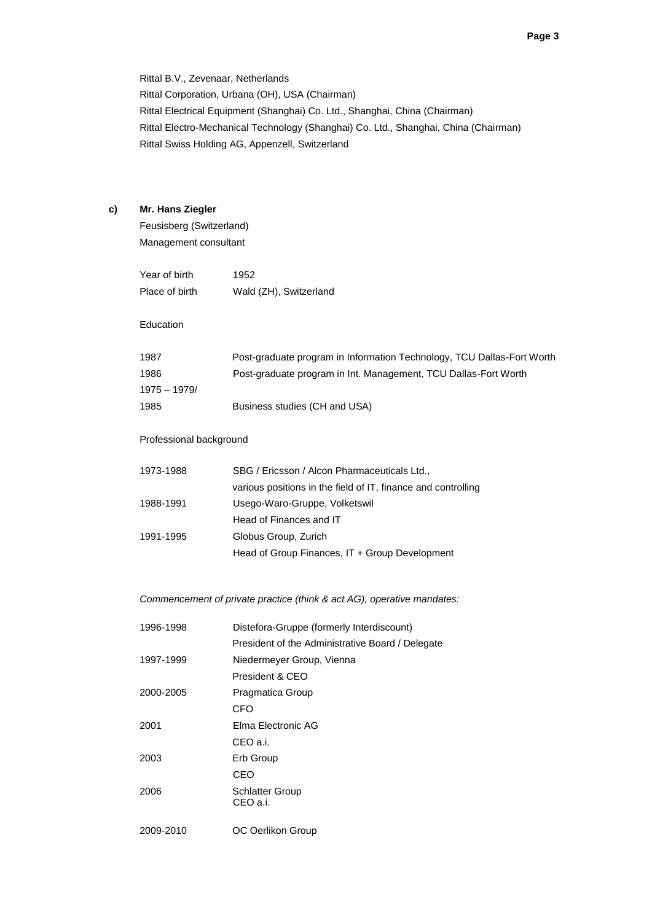Rittal B.V., Zevenaar, Netherlands
Rittal Corporation, Urbana (OH), USA (Chairman)
Rittal Electrical Equipment (Shanghai) Co. Ltd., Shanghai, China (Chairman)
Rittal Electro-Mechanical Technology (Shanghai) Co. Ltd., Shanghai, China (Chairman)
Rittal Swiss Holding AG, Appenzell, Switzerland

**c) Mr. Hans Ziegler**

Feusisberg (Switzerland)
Management consultant

| | |
|---|---|
| Year of birth | 1952 |
| Place of birth | Wald (ZH), Switzerland |

Education

| | |
|---|---|
| 1987 | Post-graduate program in Information Technology, TCU Dallas-Fort Worth |
| 1986 | Post-graduate program in Int. Management, TCU Dallas-Fort Worth |
| 1975 – 1979/ 1985 | Business studies (CH and USA) |

Professional background

| | |
|---|---|
| 1973-1988 | SBG / Ericsson / Alcon Pharmaceuticals Ltd., various positions in the field of IT, finance and controlling |
| 1988-1991 | Usego-Waro-Gruppe, Volketswil<br>Head of Finances and IT |
| 1991-1995 | Globus Group, Zurich<br>Head of Group Finances, IT + Group Development |

*Commencement of private practice (think & act AG), operative mandates:*

| | |
|---|---|
| 1996-1998 | Distefora-Gruppe (formerly Interdiscount)<br>President of the Administrative Board / Delegate |
| 1997-1999 | Niedermeyer Group, Vienna<br>President & CEO |
| 2000-2005 | Pragmatica Group<br>CFO |
| 2001 | Elma Electronic AG<br>CEO a.i. |
| 2003 | Erb Group<br>CEO |
| 2006 | Schlatter Group<br>CEO a.i. |
| 2009-2010 | OC Oerlikon Group |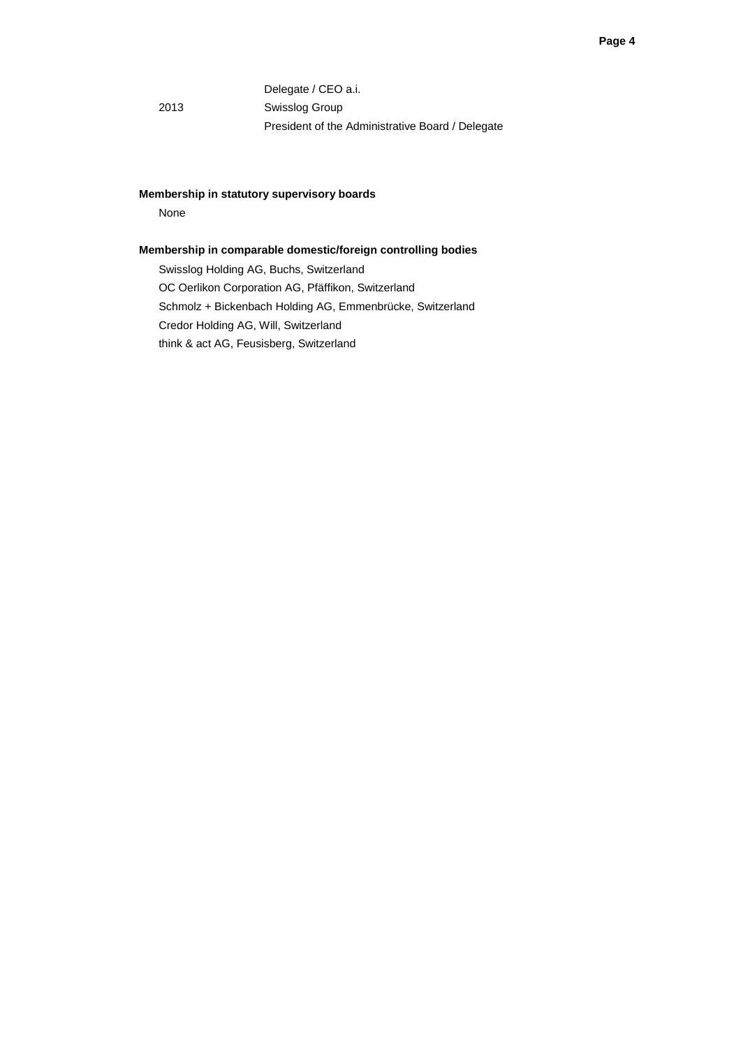| | |
|---|---|
| | Delegate / CEO a.i. |
| 2013 | Swisslog Group |
| | President of the Administrative Board / Delegate |

**Membership in statutory supervisory boards**

None

**Membership in comparable domestic/foreign controlling bodies**

Swisslog Holding AG, Buchs, Switzerland

OC Oerlikon Corporation AG, Pfäffikon, Switzerland

Schmolz + Bickenbach Holding AG, Emmenbrücke, Switzerland

Credor Holding AG, Will, Switzerland

think & act AG, Feusisberg, Switzerland